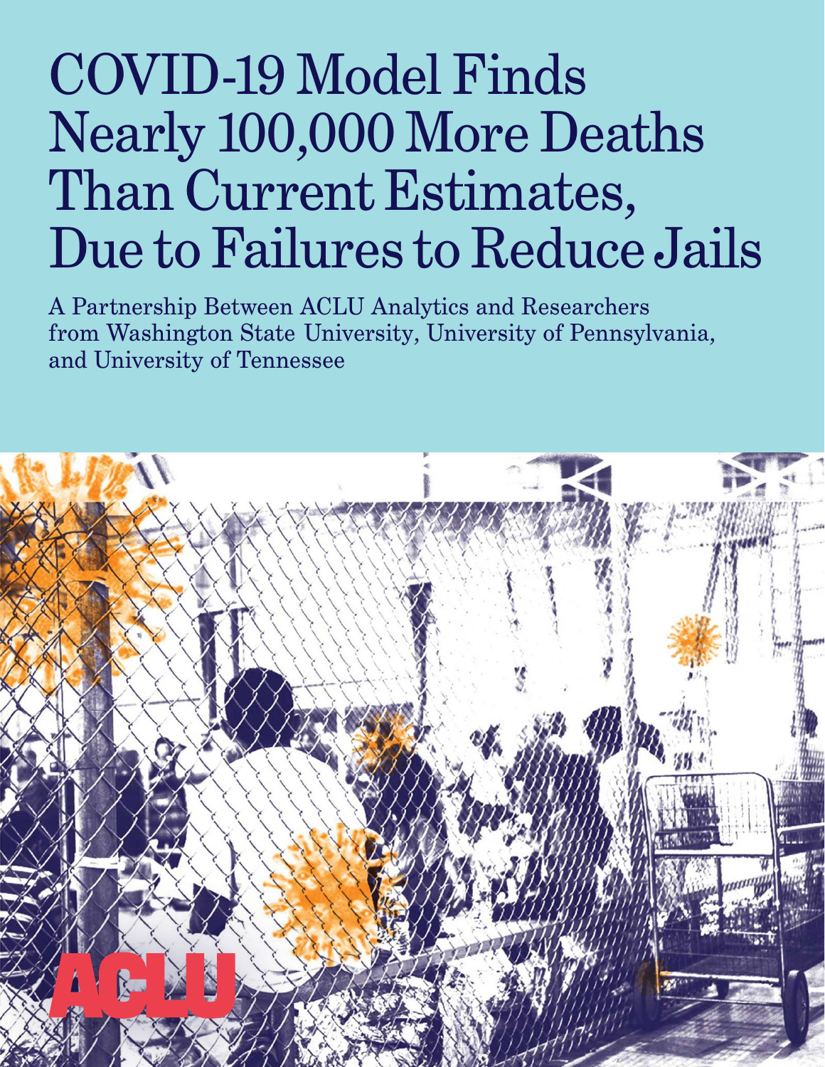# COVID-19 Model Finds Nearly 100,000 More Deaths Than Current Estimates, Due to Failures to Reduce Jails

A Partnership Between ACLU Analytics and Researchers from Washington State University, University of Pennsylvania, and University of Tennessee

ACLU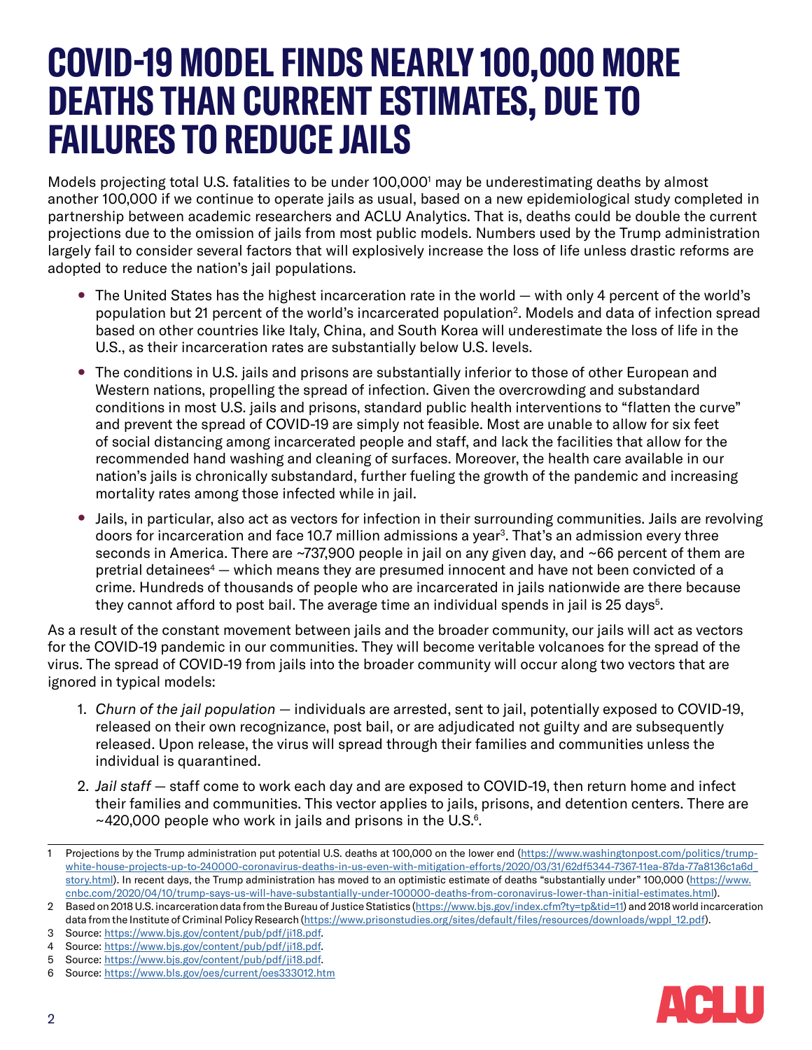# COVID-19 MODEL FINDS NEARLY 100,000 MORE DEATHS THAN CURRENT ESTIMATES, DUE TO FAILURES TO REDUCE JAILS

Models projecting total U.S. fatalities to be under 100,000[1] may be underestimating deaths by almost another 100,000 if we continue to operate jails as usual, based on a new epidemiological study completed in partnership between academic researchers and ACLU Analytics. That is, deaths could be double the current projections due to the omission of jails from most public models. Numbers used by the Trump administration largely fail to consider several factors that will explosively increase the loss of life unless drastic reforms are adopted to reduce the nation's jail populations.

- The United States has the highest incarceration rate in the world — with only 4 percent of the world's population but 21 percent of the world's incarcerated population[2]. Models and data of infection spread based on other countries like Italy, China, and South Korea will underestimate the loss of life in the U.S., as their incarceration rates are substantially below U.S. levels.
- The conditions in U.S. jails and prisons are substantially inferior to those of other European and Western nations, propelling the spread of infection. Given the overcrowding and substandard conditions in most U.S. jails and prisons, standard public health interventions to "flatten the curve" and prevent the spread of COVID-19 are simply not feasible. Most are unable to allow for six feet of social distancing among incarcerated people and staff, and lack the facilities that allow for the recommended hand washing and cleaning of surfaces. Moreover, the health care available in our nation's jails is chronically substandard, further fueling the growth of the pandemic and increasing mortality rates among those infected while in jail.
- Jails, in particular, also act as vectors for infection in their surrounding communities. Jails are revolving doors for incarceration and face 10.7 million admissions a year[3]. That's an admission every three seconds in America. There are ~737,900 people in jail on any given day, and ~66 percent of them are pretrial detainees[4] — which means they are presumed innocent and have not been convicted of a crime. Hundreds of thousands of people who are incarcerated in jails nationwide are there because they cannot afford to post bail. The average time an individual spends in jail is 25 days[5].

As a result of the constant movement between jails and the broader community, our jails will act as vectors for the COVID-19 pandemic in our communities. They will become veritable volcanoes for the spread of the virus. The spread of COVID-19 from jails into the broader community will occur along two vectors that are ignored in typical models:

1. *Churn of the jail population* — individuals are arrested, sent to jail, potentially exposed to COVID-19, released on their own recognizance, post bail, or are adjudicated not guilty and are subsequently released. Upon release, the virus will spread through their families and communities unless the individual is quarantined.
2. *Jail staff* — staff come to work each day and are exposed to COVID-19, then return home and infect their families and communities. This vector applies to jails, prisons, and detention centers. There are ~420,000 people who work in jails and prisons in the U.S.[6].

---

1 Projections by the Trump administration put potential U.S. deaths at 100,000 on the lower end (https://www.washingtonpost.com/politics/trump-white-house-projects-up-to-240000-coronavirus-deaths-in-us-even-with-mitigation-efforts/2020/03/31/62df5344-7367-11ea-87da-77a8136c1a6d_story.html). In recent days, the Trump administration has moved to an optimistic estimate of deaths "substantially under" 100,000 (https://www.cnbc.com/2020/04/10/trump-says-us-will-have-substantially-under-100000-deaths-from-coronavirus-lower-than-initial-estimates.html).

2 Based on 2018 U.S. incarceration data from the Bureau of Justice Statistics (https://www.bjs.gov/index.cfm?ty=tp&tid=11) and 2018 world incarceration data from the Institute of Criminal Policy Research (https://www.prisonstudies.org/sites/default/files/resources/downloads/wppl_12.pdf).

3 Source: https://www.bjs.gov/content/pub/pdf/ji18.pdf.

4 Source: https://www.bjs.gov/content/pub/pdf/ji18.pdf.

5 Source: https://www.bjs.gov/content/pub/pdf/ji18.pdf.

6 Source: https://www.bls.gov/oes/current/oes333012.htm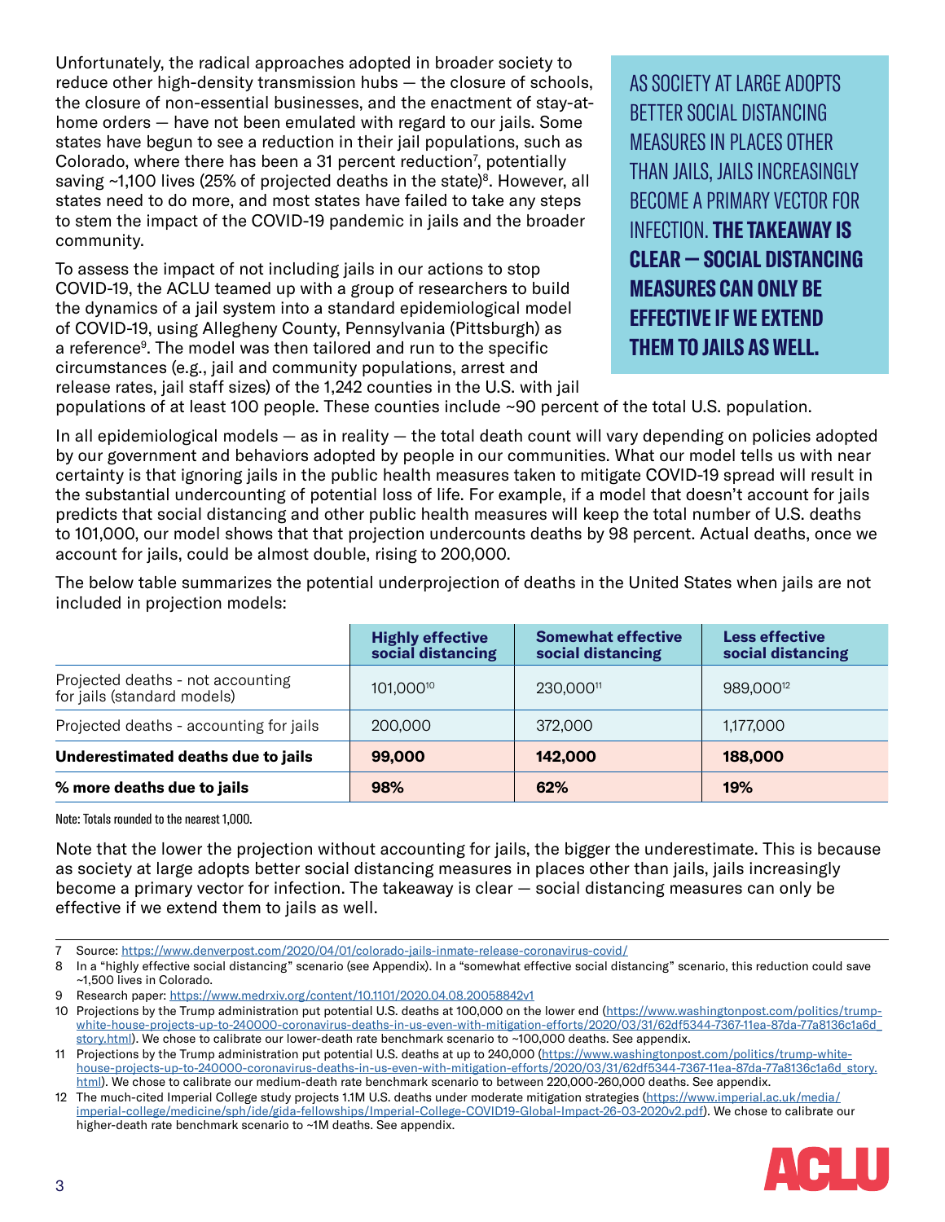Unfortunately, the radical approaches adopted in broader society to reduce other high-density transmission hubs — the closure of schools, the closure of non-essential businesses, and the enactment of stay-at-home orders — have not been emulated with regard to our jails. Some states have begun to see a reduction in their jail populations, such as Colorado, where there has been a 31 percent reduction[7], potentially saving ~1,100 lives (25% of projected deaths in the state)[8]. However, all states need to do more, and most states have failed to take any steps to stem the impact of the COVID-19 pandemic in jails and the broader community.

> AS SOCIETY AT LARGE ADOPTS BETTER SOCIAL DISTANCING MEASURES IN PLACES OTHER THAN JAILS, JAILS INCREASINGLY BECOME A PRIMARY VECTOR FOR INFECTION. **THE TAKEAWAY IS CLEAR — SOCIAL DISTANCING MEASURES CAN ONLY BE EFFECTIVE IF WE EXTEND THEM TO JAILS AS WELL.**

To assess the impact of not including jails in our actions to stop COVID-19, the ACLU teamed up with a group of researchers to build the dynamics of a jail system into a standard epidemiological model of COVID-19, using Allegheny County, Pennsylvania (Pittsburgh) as a reference[9]. The model was then tailored and run to the specific circumstances (e.g., jail and community populations, arrest and release rates, jail staff sizes) of the 1,242 counties in the U.S. with jail populations of at least 100 people. These counties include ~90 percent of the total U.S. population.

In all epidemiological models — as in reality — the total death count will vary depending on policies adopted by our government and behaviors adopted by people in our communities. What our model tells us with near certainty is that ignoring jails in the public health measures taken to mitigate COVID-19 spread will result in the substantial undercounting of potential loss of life. For example, if a model that doesn't account for jails predicts that social distancing and other public health measures will keep the total number of U.S. deaths to 101,000, our model shows that that projection undercounts deaths by 98 percent. Actual deaths, once we account for jails, could be almost double, rising to 200,000.

The below table summarizes the potential underprojection of deaths in the United States when jails are not included in projection models:

| | **Highly effective social distancing** | **Somewhat effective social distancing** | **Less effective social distancing** |
|---|---|---|---|
| Projected deaths - not accounting for jails (standard models) | 101,000[10] | 230,000[11] | 989,000[12] |
| Projected deaths - accounting for jails | 200,000 | 372,000 | 1,177,000 |
| **Underestimated deaths due to jails** | **99,000** | **142,000** | **188,000** |
| **% more deaths due to jails** | **98%** | **62%** | **19%** |

Note: Totals rounded to the nearest 1,000.

Note that the lower the projection without accounting for jails, the bigger the underestimate. This is because as society at large adopts better social distancing measures in places other than jails, jails increasingly become a primary vector for infection. The takeaway is clear — social distancing measures can only be effective if we extend them to jails as well.

---

7 Source: https://www.denverpost.com/2020/04/01/colorado-jails-inmate-release-coronavirus-covid/

8 In a "highly effective social distancing" scenario (see Appendix). In a "somewhat effective social distancing" scenario, this reduction could save ~1,500 lives in Colorado.

9 Research paper: https://www.medrxiv.org/content/10.1101/2020.04.08.20058842v1

10 Projections by the Trump administration put potential U.S. deaths at 100,000 on the lower end (https://www.washingtonpost.com/politics/trump-white-house-projects-up-to-240000-coronavirus-deaths-in-us-even-with-mitigation-efforts/2020/03/31/62df5344-7367-11ea-87da-77a8136c1a6d_story.html). We chose to calibrate our lower-death rate benchmark scenario to ~100,000 deaths. See appendix.

11 Projections by the Trump administration put potential U.S. deaths at up to 240,000 (https://www.washingtonpost.com/politics/trump-white-house-projects-up-to-240000-coronavirus-deaths-in-us-even-with-mitigation-efforts/2020/03/31/62df5344-7367-11ea-87da-77a8136c1a6d_story.html). We chose to calibrate our medium-death rate benchmark scenario to between 220,000-260,000 deaths. See appendix.

12 The much-cited Imperial College study projects 1.1M U.S. deaths under moderate mitigation strategies (https://www.imperial.ac.uk/media/imperial-college/medicine/sph/ide/gida-fellowships/Imperial-College-COVID19-Global-Impact-26-03-2020v2.pdf). We chose to calibrate our higher-death rate benchmark scenario to ~1M deaths. See appendix.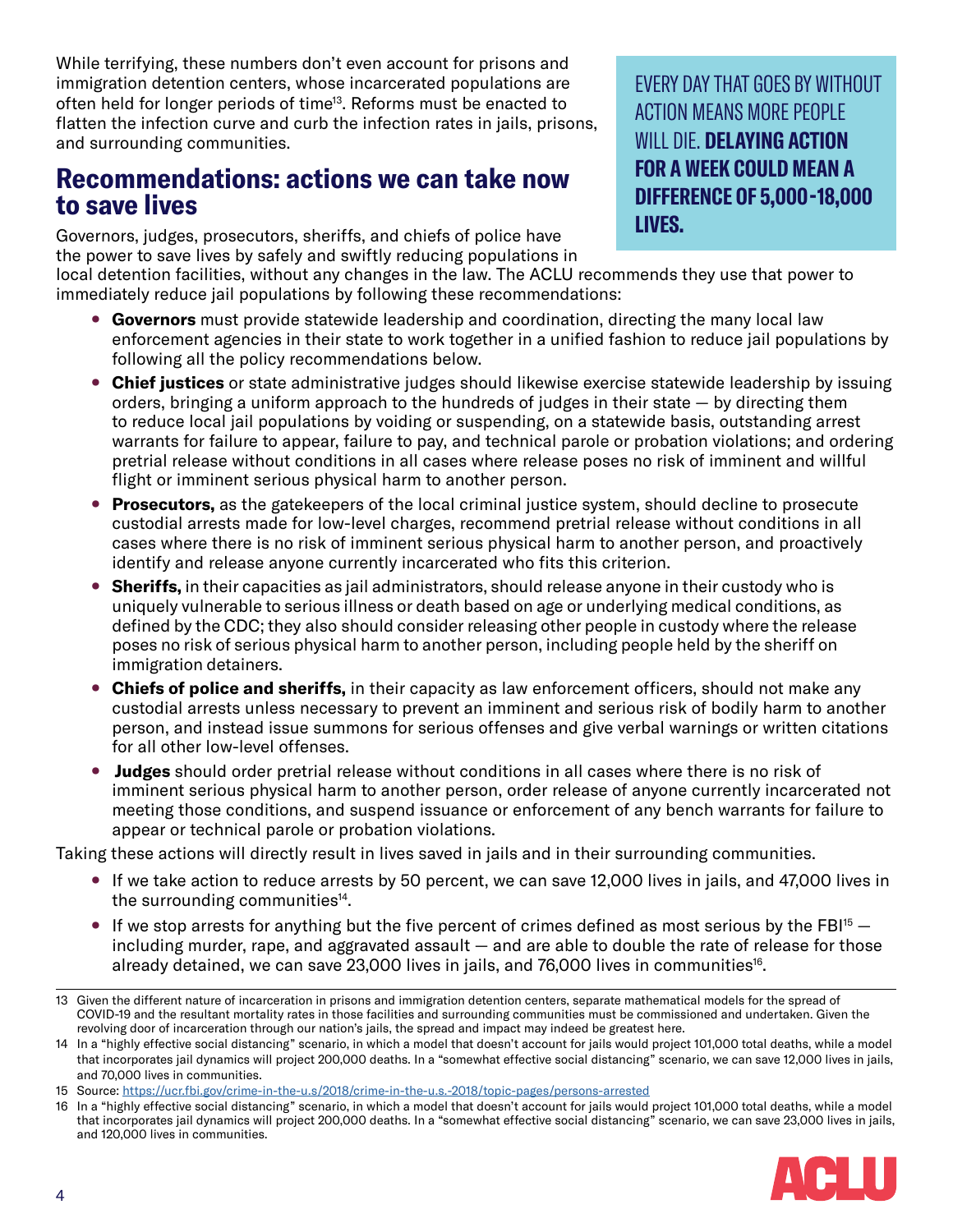While terrifying, these numbers don't even account for prisons and immigration detention centers, whose incarcerated populations are often held for longer periods of time[13]. Reforms must be enacted to flatten the infection curve and curb the infection rates in jails, prisons, and surrounding communities.

EVERY DAY THAT GOES BY WITHOUT ACTION MEANS MORE PEOPLE WILL DIE. **DELAYING ACTION FOR A WEEK COULD MEAN A DIFFERENCE OF 5,000-18,000 LIVES.**

## Recommendations: actions we can take now to save lives

Governors, judges, prosecutors, sheriffs, and chiefs of police have the power to save lives by safely and swiftly reducing populations in local detention facilities, without any changes in the law. The ACLU recommends they use that power to immediately reduce jail populations by following these recommendations:

- **Governors** must provide statewide leadership and coordination, directing the many local law enforcement agencies in their state to work together in a unified fashion to reduce jail populations by following all the policy recommendations below.
- **Chief justices** or state administrative judges should likewise exercise statewide leadership by issuing orders, bringing a uniform approach to the hundreds of judges in their state — by directing them to reduce local jail populations by voiding or suspending, on a statewide basis, outstanding arrest warrants for failure to appear, failure to pay, and technical parole or probation violations; and ordering pretrial release without conditions in all cases where release poses no risk of imminent and willful flight or imminent serious physical harm to another person.
- **Prosecutors,** as the gatekeepers of the local criminal justice system, should decline to prosecute custodial arrests made for low-level charges, recommend pretrial release without conditions in all cases where there is no risk of imminent serious physical harm to another person, and proactively identify and release anyone currently incarcerated who fits this criterion.
- **Sheriffs,** in their capacities as jail administrators, should release anyone in their custody who is uniquely vulnerable to serious illness or death based on age or underlying medical conditions, as defined by the CDC; they also should consider releasing other people in custody where the release poses no risk of serious physical harm to another person, including people held by the sheriff on immigration detainers.
- **Chiefs of police and sheriffs,** in their capacity as law enforcement officers, should not make any custodial arrests unless necessary to prevent an imminent and serious risk of bodily harm to another person, and instead issue summons for serious offenses and give verbal warnings or written citations for all other low-level offenses.
- **Judges** should order pretrial release without conditions in all cases where there is no risk of imminent serious physical harm to another person, order release of anyone currently incarcerated not meeting those conditions, and suspend issuance or enforcement of any bench warrants for failure to appear or technical parole or probation violations.

Taking these actions will directly result in lives saved in jails and in their surrounding communities.

- If we take action to reduce arrests by 50 percent, we can save 12,000 lives in jails, and 47,000 lives in the surrounding communities[14].
- If we stop arrests for anything but the five percent of crimes defined as most serious by the FBI[15] — including murder, rape, and aggravated assault — and are able to double the rate of release for those already detained, we can save 23,000 lives in jails, and 76,000 lives in communities[16].

---

13 Given the different nature of incarceration in prisons and immigration detention centers, separate mathematical models for the spread of COVID-19 and the resultant mortality rates in those facilities and surrounding communities must be commissioned and undertaken. Given the revolving door of incarceration through our nation's jails, the spread and impact may indeed be greatest here.

14 In a "highly effective social distancing" scenario, in which a model that doesn't account for jails would project 101,000 total deaths, while a model that incorporates jail dynamics will project 200,000 deaths. In a "somewhat effective social distancing" scenario, we can save 12,000 lives in jails, and 70,000 lives in communities.

15 Source: https://ucr.fbi.gov/crime-in-the-u.s/2018/crime-in-the-u.s.-2018/topic-pages/persons-arrested

16 In a "highly effective social distancing" scenario, in which a model that doesn't account for jails would project 101,000 total deaths, while a model that incorporates jail dynamics will project 200,000 deaths. In a "somewhat effective social distancing" scenario, we can save 23,000 lives in jails, and 120,000 lives in communities.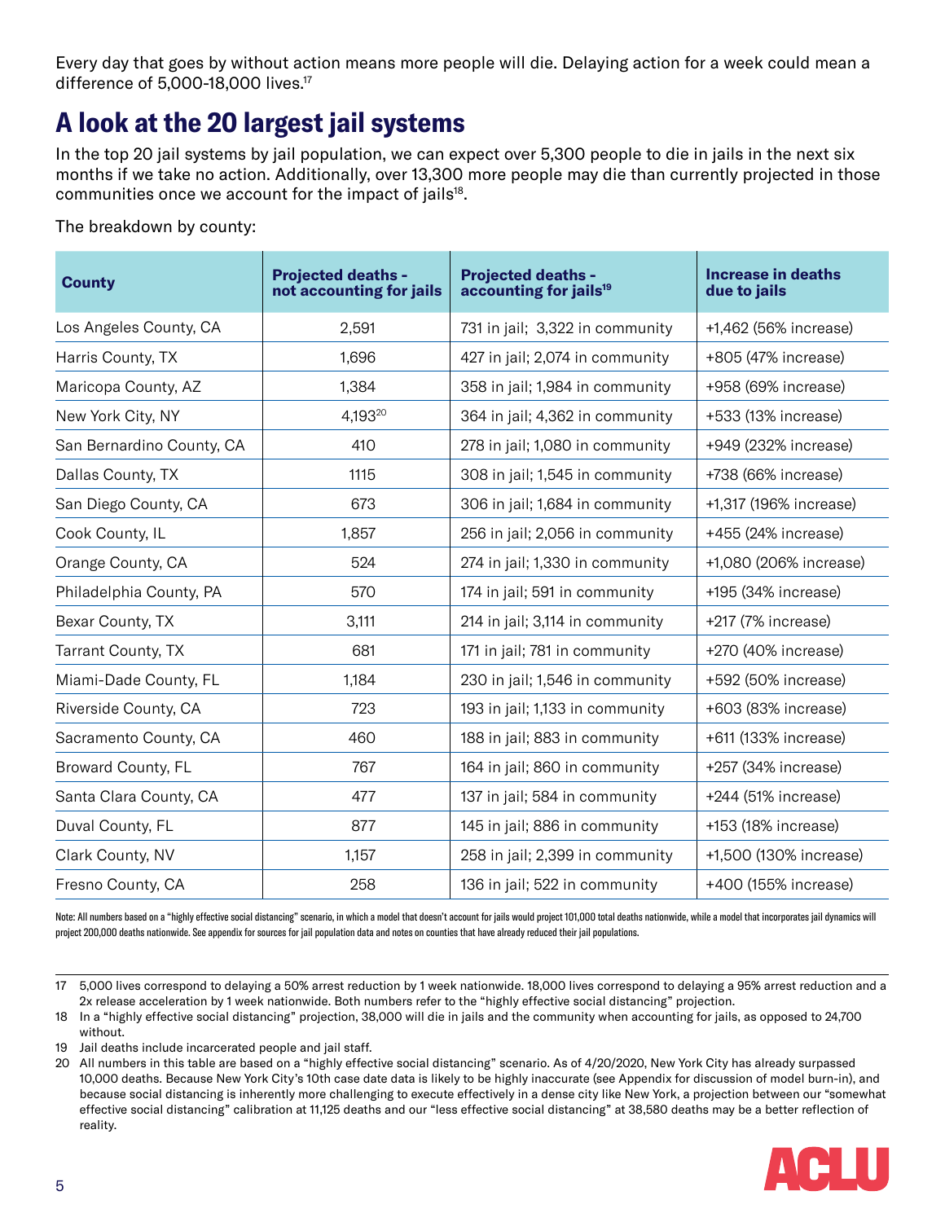Every day that goes by without action means more people will die. Delaying action for a week could mean a difference of 5,000-18,000 lives.[17]

## A look at the 20 largest jail systems

In the top 20 jail systems by jail population, we can expect over 5,300 people to die in jails in the next six months if we take no action. Additionally, over 13,300 more people may die than currently projected in those communities once we account for the impact of jails[18].

The breakdown by county:

| County | Projected deaths - not accounting for jails | Projected deaths - accounting for jails[19] | Increase in deaths due to jails |
|---|---|---|---|
| Los Angeles County, CA | 2,591 | 731 in jail; 3,322 in community | +1,462 (56% increase) |
| Harris County, TX | 1,696 | 427 in jail; 2,074 in community | +805 (47% increase) |
| Maricopa County, AZ | 1,384 | 358 in jail; 1,984 in community | +958 (69% increase) |
| New York City, NY | 4,193[20] | 364 in jail; 4,362 in community | +533 (13% increase) |
| San Bernardino County, CA | 410 | 278 in jail; 1,080 in community | +949 (232% increase) |
| Dallas County, TX | 1115 | 308 in jail; 1,545 in community | +738 (66% increase) |
| San Diego County, CA | 673 | 306 in jail; 1,684 in community | +1,317 (196% increase) |
| Cook County, IL | 1,857 | 256 in jail; 2,056 in community | +455 (24% increase) |
| Orange County, CA | 524 | 274 in jail; 1,330 in community | +1,080 (206% increase) |
| Philadelphia County, PA | 570 | 174 in jail; 591 in community | +195 (34% increase) |
| Bexar County, TX | 3,111 | 214 in jail; 3,114 in community | +217 (7% increase) |
| Tarrant County, TX | 681 | 171 in jail; 781 in community | +270 (40% increase) |
| Miami-Dade County, FL | 1,184 | 230 in jail; 1,546 in community | +592 (50% increase) |
| Riverside County, CA | 723 | 193 in jail; 1,133 in community | +603 (83% increase) |
| Sacramento County, CA | 460 | 188 in jail; 883 in community | +611 (133% increase) |
| Broward County, FL | 767 | 164 in jail; 860 in community | +257 (34% increase) |
| Santa Clara County, CA | 477 | 137 in jail; 584 in community | +244 (51% increase) |
| Duval County, FL | 877 | 145 in jail; 886 in community | +153 (18% increase) |
| Clark County, NV | 1,157 | 258 in jail; 2,399 in community | +1,500 (130% increase) |
| Fresno County, CA | 258 | 136 in jail; 522 in community | +400 (155% increase) |

Note: All numbers based on a "highly effective social distancing" scenario, in which a model that doesn't account for jails would project 101,000 total deaths nationwide, while a model that incorporates jail dynamics will project 200,000 deaths nationwide. See appendix for sources for jail population data and notes on counties that have already reduced their jail populations.

17 5,000 lives correspond to delaying a 50% arrest reduction by 1 week nationwide. 18,000 lives correspond to delaying a 95% arrest reduction and a 2x release acceleration by 1 week nationwide. Both numbers refer to the "highly effective social distancing" projection.

18 In a "highly effective social distancing" projection, 38,000 will die in jails and the community when accounting for jails, as opposed to 24,700 without.

19 Jail deaths include incarcerated people and jail staff.

20 All numbers in this table are based on a "highly effective social distancing" scenario. As of 4/20/2020, New York City has already surpassed 10,000 deaths. Because New York City's 10th case date data is likely to be highly inaccurate (see Appendix for discussion of model burn-in), and because social distancing is inherently more challenging to execute effectively in a dense city like New York, a projection between our "somewhat effective social distancing" calibration at 11,125 deaths and our "less effective social distancing" at 38,580 deaths may be a better reflection of reality.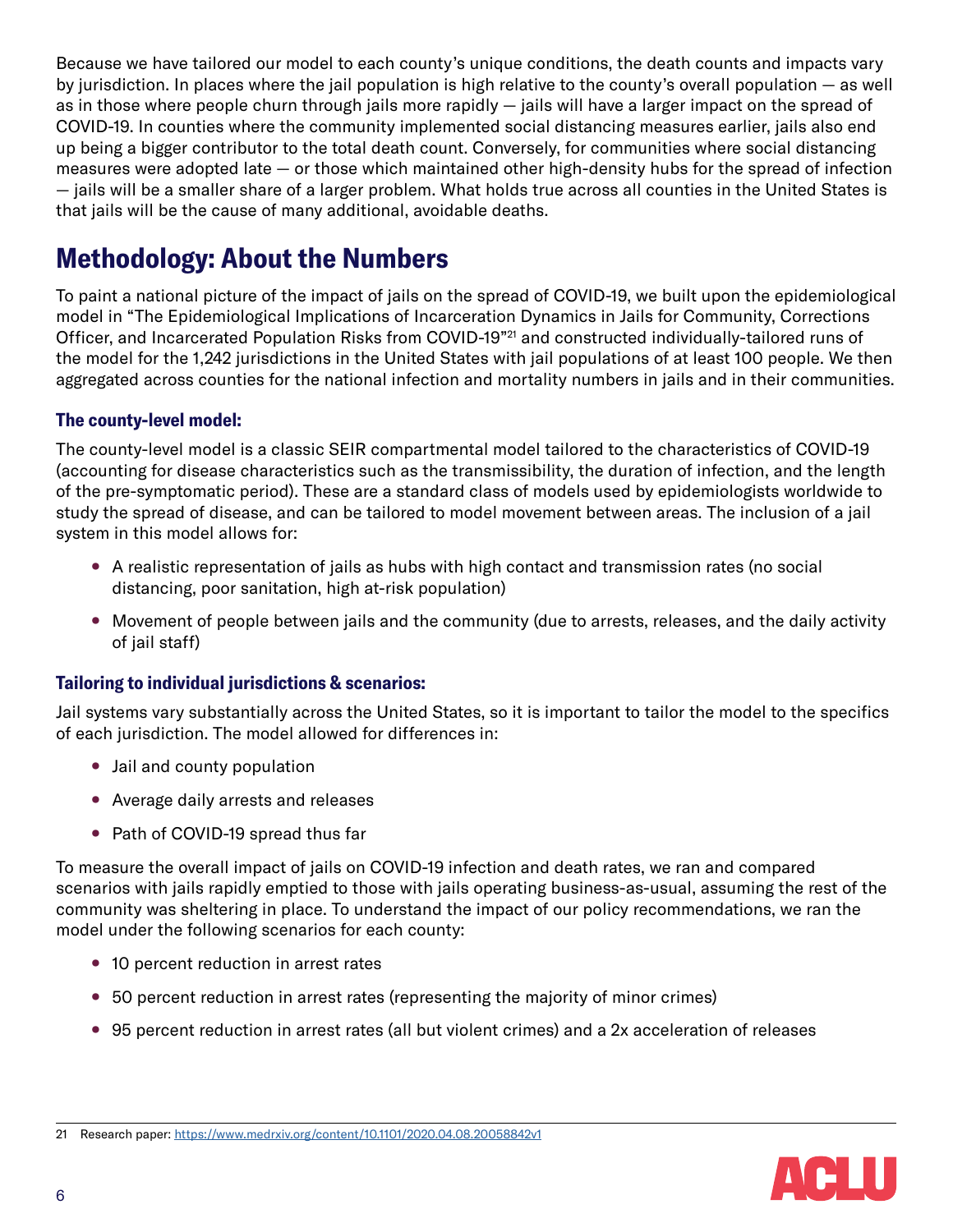Because we have tailored our model to each county's unique conditions, the death counts and impacts vary by jurisdiction. In places where the jail population is high relative to the county's overall population — as well as in those where people churn through jails more rapidly — jails will have a larger impact on the spread of COVID-19. In counties where the community implemented social distancing measures earlier, jails also end up being a bigger contributor to the total death count. Conversely, for communities where social distancing measures were adopted late — or those which maintained other high-density hubs for the spread of infection — jails will be a smaller share of a larger problem. What holds true across all counties in the United States is that jails will be the cause of many additional, avoidable deaths.

## Methodology: About the Numbers

To paint a national picture of the impact of jails on the spread of COVID-19, we built upon the epidemiological model in "The Epidemiological Implications of Incarceration Dynamics in Jails for Community, Corrections Officer, and Incarcerated Population Risks from COVID-19"[21] and constructed individually-tailored runs of the model for the 1,242 jurisdictions in the United States with jail populations of at least 100 people. We then aggregated across counties for the national infection and mortality numbers in jails and in their communities.

### The county-level model:

The county-level model is a classic SEIR compartmental model tailored to the characteristics of COVID-19 (accounting for disease characteristics such as the transmissibility, the duration of infection, and the length of the pre-symptomatic period). These are a standard class of models used by epidemiologists worldwide to study the spread of disease, and can be tailored to model movement between areas. The inclusion of a jail system in this model allows for:

- A realistic representation of jails as hubs with high contact and transmission rates (no social distancing, poor sanitation, high at-risk population)
- Movement of people between jails and the community (due to arrests, releases, and the daily activity of jail staff)

### Tailoring to individual jurisdictions & scenarios:

Jail systems vary substantially across the United States, so it is important to tailor the model to the specifics of each jurisdiction. The model allowed for differences in:

- Jail and county population
- Average daily arrests and releases
- Path of COVID-19 spread thus far

To measure the overall impact of jails on COVID-19 infection and death rates, we ran and compared scenarios with jails rapidly emptied to those with jails operating business-as-usual, assuming the rest of the community was sheltering in place. To understand the impact of our policy recommendations, we ran the model under the following scenarios for each county:

- 10 percent reduction in arrest rates
- 50 percent reduction in arrest rates (representing the majority of minor crimes)
- 95 percent reduction in arrest rates (all but violent crimes) and a 2x acceleration of releases

---

21 Research paper: https://www.medrxiv.org/content/10.1101/2020.04.08.20058842v1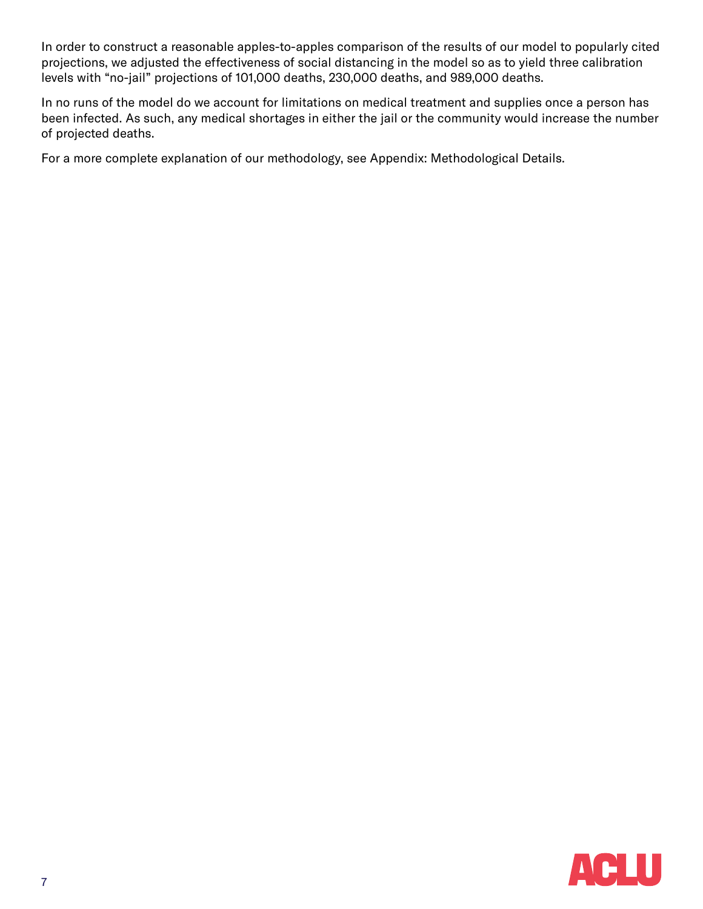In order to construct a reasonable apples-to-apples comparison of the results of our model to popularly cited projections, we adjusted the effectiveness of social distancing in the model so as to yield three calibration levels with "no-jail" projections of 101,000 deaths, 230,000 deaths, and 989,000 deaths.

In no runs of the model do we account for limitations on medical treatment and supplies once a person has been infected. As such, any medical shortages in either the jail or the community would increase the number of projected deaths.

For a more complete explanation of our methodology, see Appendix: Methodological Details.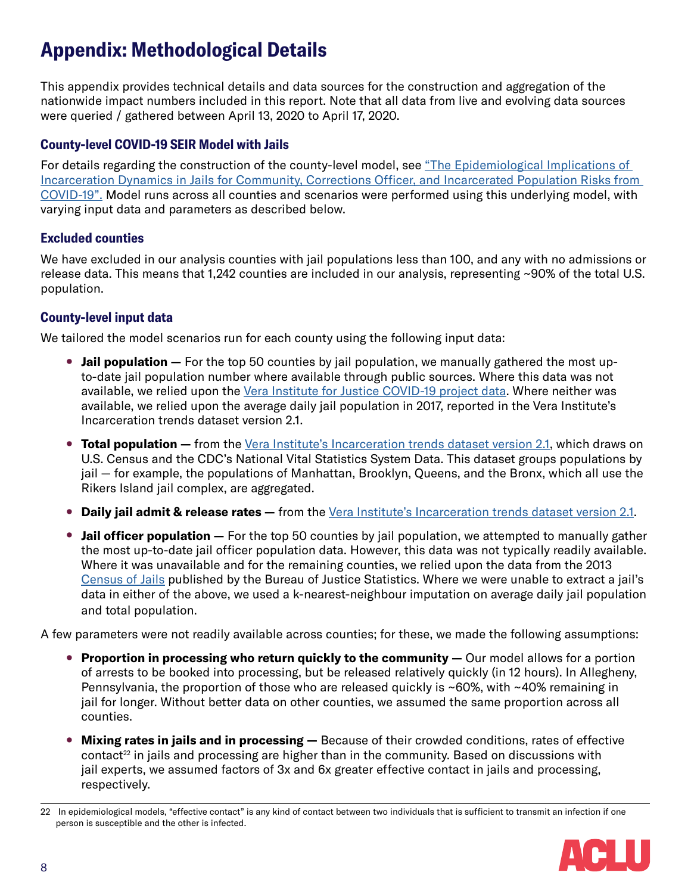# Appendix: Methodological Details

This appendix provides technical details and data sources for the construction and aggregation of the nationwide impact numbers included in this report. Note that all data from live and evolving data sources were queried / gathered between April 13, 2020 to April 17, 2020.

### County-level COVID-19 SEIR Model with Jails

For details regarding the construction of the county-level model, see "The Epidemiological Implications of Incarceration Dynamics in Jails for Community, Corrections Officer, and Incarcerated Population Risks from COVID-19". Model runs across all counties and scenarios were performed using this underlying model, with varying input data and parameters as described below.

### Excluded counties

We have excluded in our analysis counties with jail populations less than 100, and any with no admissions or release data. This means that 1,242 counties are included in our analysis, representing ~90% of the total U.S. population.

### County-level input data

We tailored the model scenarios run for each county using the following input data:

- **Jail population —** For the top 50 counties by jail population, we manually gathered the most up-to-date jail population number where available through public sources. Where this data was not available, we relied upon the Vera Institute for Justice COVID-19 project data. Where neither was available, we relied upon the average daily jail population in 2017, reported in the Vera Institute's Incarceration trends dataset version 2.1.
- **Total population —** from the Vera Institute's Incarceration trends dataset version 2.1, which draws on U.S. Census and the CDC's National Vital Statistics System Data. This dataset groups populations by jail — for example, the populations of Manhattan, Brooklyn, Queens, and the Bronx, which all use the Rikers Island jail complex, are aggregated.
- **Daily jail admit & release rates —** from the Vera Institute's Incarceration trends dataset version 2.1.
- **Jail officer population —** For the top 50 counties by jail population, we attempted to manually gather the most up-to-date jail officer population data. However, this data was not typically readily available. Where it was unavailable and for the remaining counties, we relied upon the data from the 2013 Census of Jails published by the Bureau of Justice Statistics. Where we were unable to extract a jail's data in either of the above, we used a k-nearest-neighbour imputation on average daily jail population and total population.

A few parameters were not readily available across counties; for these, we made the following assumptions:

- **Proportion in processing who return quickly to the community —** Our model allows for a portion of arrests to be booked into processing, but be released relatively quickly (in 12 hours). In Allegheny, Pennsylvania, the proportion of those who are released quickly is ~60%, with ~40% remaining in jail for longer. Without better data on other counties, we assumed the same proportion across all counties.
- **Mixing rates in jails and in processing —** Because of their crowded conditions, rates of effective contact[22] in jails and processing are higher than in the community. Based on discussions with jail experts, we assumed factors of 3x and 6x greater effective contact in jails and processing, respectively.

22 In epidemiological models, "effective contact" is any kind of contact between two individuals that is sufficient to transmit an infection if one person is susceptible and the other is infected.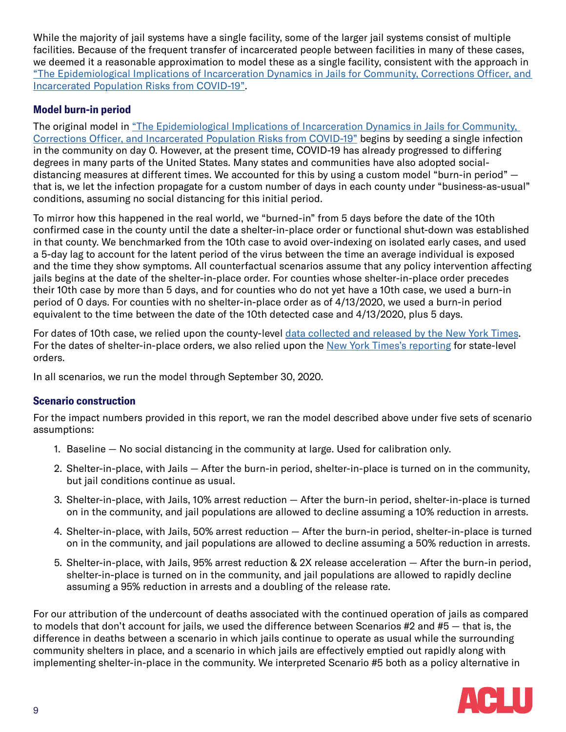While the majority of jail systems have a single facility, some of the larger jail systems consist of multiple facilities. Because of the frequent transfer of incarcerated people between facilities in many of these cases, we deemed it a reasonable approximation to model these as a single facility, consistent with the approach in "The Epidemiological Implications of Incarceration Dynamics in Jails for Community, Corrections Officer, and Incarcerated Population Risks from COVID-19".

### Model burn-in period

The original model in "The Epidemiological Implications of Incarceration Dynamics in Jails for Community, Corrections Officer, and Incarcerated Population Risks from COVID-19" begins by seeding a single infection in the community on day 0. However, at the present time, COVID-19 has already progressed to differing degrees in many parts of the United States. Many states and communities have also adopted social-distancing measures at different times. We accounted for this by using a custom model "burn-in period" — that is, we let the infection propagate for a custom number of days in each county under "business-as-usual" conditions, assuming no social distancing for this initial period.

To mirror how this happened in the real world, we "burned-in" from 5 days before the date of the 10th confirmed case in the county until the date a shelter-in-place order or functional shut-down was established in that county. We benchmarked from the 10th case to avoid over-indexing on isolated early cases, and used a 5-day lag to account for the latent period of the virus between the time an average individual is exposed and the time they show symptoms. All counterfactual scenarios assume that any policy intervention affecting jails begins at the date of the shelter-in-place order. For counties whose shelter-in-place order precedes their 10th case by more than 5 days, and for counties who do not yet have a 10th case, we used a burn-in period of 0 days. For counties with no shelter-in-place order as of 4/13/2020, we used a burn-in period equivalent to the time between the date of the 10th detected case and 4/13/2020, plus 5 days.

For dates of 10th case, we relied upon the county-level data collected and released by the New York Times. For the dates of shelter-in-place orders, we also relied upon the New York Times's reporting for state-level orders.

In all scenarios, we run the model through September 30, 2020.

### Scenario construction

For the impact numbers provided in this report, we ran the model described above under five sets of scenario assumptions:

1. Baseline — No social distancing in the community at large. Used for calibration only.
2. Shelter-in-place, with Jails — After the burn-in period, shelter-in-place is turned on in the community, but jail conditions continue as usual.
3. Shelter-in-place, with Jails, 10% arrest reduction — After the burn-in period, shelter-in-place is turned on in the community, and jail populations are allowed to decline assuming a 10% reduction in arrests.
4. Shelter-in-place, with Jails, 50% arrest reduction — After the burn-in period, shelter-in-place is turned on in the community, and jail populations are allowed to decline assuming a 50% reduction in arrests.
5. Shelter-in-place, with Jails, 95% arrest reduction & 2X release acceleration — After the burn-in period, shelter-in-place is turned on in the community, and jail populations are allowed to rapidly decline assuming a 95% reduction in arrests and a doubling of the release rate.

For our attribution of the undercount of deaths associated with the continued operation of jails as compared to models that don't account for jails, we used the difference between Scenarios #2 and #5 — that is, the difference in deaths between a scenario in which jails continue to operate as usual while the surrounding community shelters in place, and a scenario in which jails are effectively emptied out rapidly along with implementing shelter-in-place in the community. We interpreted Scenario #5 both as a policy alternative in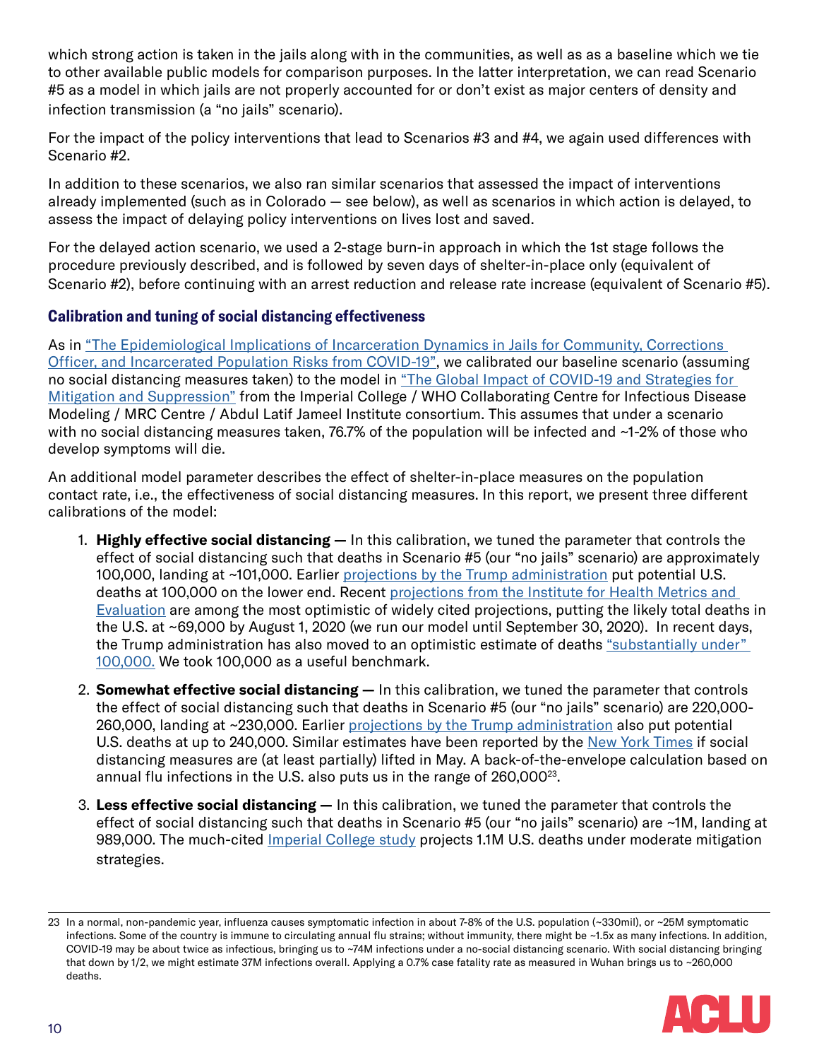which strong action is taken in the jails along with in the communities, as well as as a baseline which we tie to other available public models for comparison purposes. In the latter interpretation, we can read Scenario #5 as a model in which jails are not properly accounted for or don't exist as major centers of density and infection transmission (a "no jails" scenario).

For the impact of the policy interventions that lead to Scenarios #3 and #4, we again used differences with Scenario #2.

In addition to these scenarios, we also ran similar scenarios that assessed the impact of interventions already implemented (such as in Colorado — see below), as well as scenarios in which action is delayed, to assess the impact of delaying policy interventions on lives lost and saved.

For the delayed action scenario, we used a 2-stage burn-in approach in which the 1st stage follows the procedure previously described, and is followed by seven days of shelter-in-place only (equivalent of Scenario #2), before continuing with an arrest reduction and release rate increase (equivalent of Scenario #5).

### Calibration and tuning of social distancing effectiveness

As in "The Epidemiological Implications of Incarceration Dynamics in Jails for Community, Corrections Officer, and Incarcerated Population Risks from COVID-19", we calibrated our baseline scenario (assuming no social distancing measures taken) to the model in "The Global Impact of COVID-19 and Strategies for Mitigation and Suppression" from the Imperial College / WHO Collaborating Centre for Infectious Disease Modeling / MRC Centre / Abdul Latif Jameel Institute consortium. This assumes that under a scenario with no social distancing measures taken, 76.7% of the population will be infected and ~1-2% of those who develop symptoms will die.

An additional model parameter describes the effect of shelter-in-place measures on the population contact rate, i.e., the effectiveness of social distancing measures. In this report, we present three different calibrations of the model:

1. **Highly effective social distancing —** In this calibration, we tuned the parameter that controls the effect of social distancing such that deaths in Scenario #5 (our "no jails" scenario) are approximately 100,000, landing at ~101,000. Earlier projections by the Trump administration put potential U.S. deaths at 100,000 on the lower end. Recent projections from the Institute for Health Metrics and Evaluation are among the most optimistic of widely cited projections, putting the likely total deaths in the U.S. at ~69,000 by August 1, 2020 (we run our model until September 30, 2020). In recent days, the Trump administration has also moved to an optimistic estimate of deaths "substantially under" 100,000. We took 100,000 as a useful benchmark.
2. **Somewhat effective social distancing —** In this calibration, we tuned the parameter that controls the effect of social distancing such that deaths in Scenario #5 (our "no jails" scenario) are 220,000-260,000, landing at ~230,000. Earlier projections by the Trump administration also put potential U.S. deaths at up to 240,000. Similar estimates have been reported by the New York Times if social distancing measures are (at least partially) lifted in May. A back-of-the-envelope calculation based on annual flu infections in the U.S. also puts us in the range of 260,000[23].
3. **Less effective social distancing —** In this calibration, we tuned the parameter that controls the effect of social distancing such that deaths in Scenario #5 (our "no jails" scenario) are ~1M, landing at 989,000. The much-cited Imperial College study projects 1.1M U.S. deaths under moderate mitigation strategies.

---

23 In a normal, non-pandemic year, influenza causes symptomatic infection in about 7-8% of the U.S. population (~330mil), or ~25M symptomatic infections. Some of the country is immune to circulating annual flu strains; without immunity, there might be ~1.5x as many infections. In addition, COVID-19 may be about twice as infectious, bringing us to ~74M infections under a no-social distancing scenario. With social distancing bringing that down by 1/2, we might estimate 37M infections overall. Applying a 0.7% case fatality rate as measured in Wuhan brings us to ~260,000 deaths.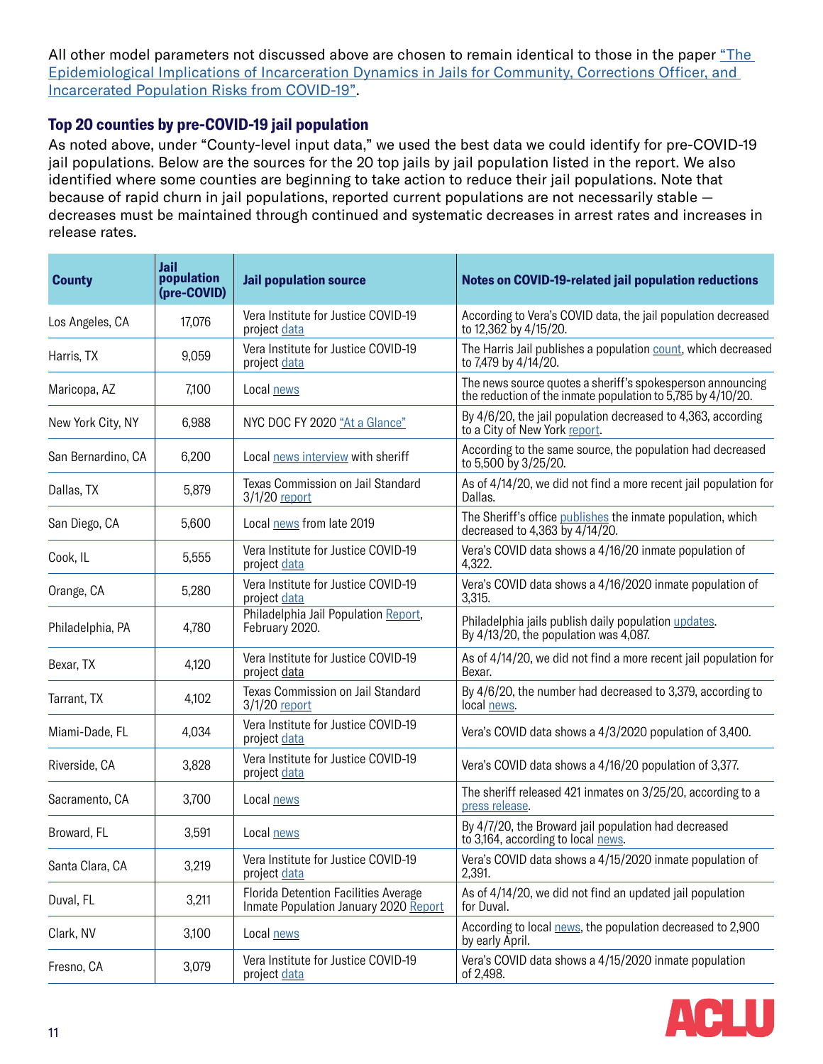All other model parameters not discussed above are chosen to remain identical to those in the paper "The Epidemiological Implications of Incarceration Dynamics in Jails for Community, Corrections Officer, and Incarcerated Population Risks from COVID-19".

### Top 20 counties by pre-COVID-19 jail population

As noted above, under "County-level input data," we used the best data we could identify for pre-COVID-19 jail populations. Below are the sources for the 20 top jails by jail population listed in the report. We also identified where some counties are beginning to take action to reduce their jail populations. Note that because of rapid churn in jail populations, reported current populations are not necessarily stable — decreases must be maintained through continued and systematic decreases in arrest rates and increases in release rates.

| County | Jail population (pre-COVID) | Jail population source | Notes on COVID-19-related jail population reductions |
|---|---|---|---|
| Los Angeles, CA | 17,076 | Vera Institute for Justice COVID-19 project data | According to Vera's COVID data, the jail population decreased to 12,362 by 4/15/20. |
| Harris, TX | 9,059 | Vera Institute for Justice COVID-19 project data | The Harris Jail publishes a population count, which decreased to 7,479 by 4/14/20. |
| Maricopa, AZ | 7,100 | Local news | The news source quotes a sheriff's spokesperson announcing the reduction of the inmate population to 5,785 by 4/10/20. |
| New York City, NY | 6,988 | NYC DOC FY 2020 "At a Glance" | By 4/6/20, the jail population decreased to 4,363, according to a City of New York report. |
| San Bernardino, CA | 6,200 | Local news interview with sheriff | According to the same source, the population had decreased to 5,500 by 3/25/20. |
| Dallas, TX | 5,879 | Texas Commission on Jail Standard 3/1/20 report | As of 4/14/20, we did not find a more recent jail population for Dallas. |
| San Diego, CA | 5,600 | Local news from late 2019 | The Sheriff's office publishes the inmate population, which decreased to 4,363 by 4/14/20. |
| Cook, IL | 5,555 | Vera Institute for Justice COVID-19 project data | Vera's COVID data shows a 4/16/20 inmate population of 4,322. |
| Orange, CA | 5,280 | Vera Institute for Justice COVID-19 project data | Vera's COVID data shows a 4/16/2020 inmate population of 3,315. |
| Philadelphia, PA | 4,780 | Philadelphia Jail Population Report, February 2020. | Philadelphia jails publish daily population updates. By 4/13/20, the population was 4,087. |
| Bexar, TX | 4,120 | Vera Institute for Justice COVID-19 project data | As of 4/14/20, we did not find a more recent jail population for Bexar. |
| Tarrant, TX | 4,102 | Texas Commission on Jail Standard 3/1/20 report | By 4/6/20, the number had decreased to 3,379, according to local news. |
| Miami-Dade, FL | 4,034 | Vera Institute for Justice COVID-19 project data | Vera's COVID data shows a 4/3/2020 population of 3,400. |
| Riverside, CA | 3,828 | Vera Institute for Justice COVID-19 project data | Vera's COVID data shows a 4/16/20 population of 3,377. |
| Sacramento, CA | 3,700 | Local news | The sheriff released 421 inmates on 3/25/20, according to a press release. |
| Broward, FL | 3,591 | Local news | By 4/7/20, the Broward jail population had decreased to 3,164, according to local news. |
| Santa Clara, CA | 3,219 | Vera Institute for Justice COVID-19 project data | Vera's COVID data shows a 4/15/2020 inmate population of 2,391. |
| Duval, FL | 3,211 | Florida Detention Facilities Average Inmate Population January 2020 Report | As of 4/14/20, we did not find an updated jail population for Duval. |
| Clark, NV | 3,100 | Local news | According to local news, the population decreased to 2,900 by early April. |
| Fresno, CA | 3,079 | Vera Institute for Justice COVID-19 project data | Vera's COVID data shows a 4/15/2020 inmate population of 2,498. |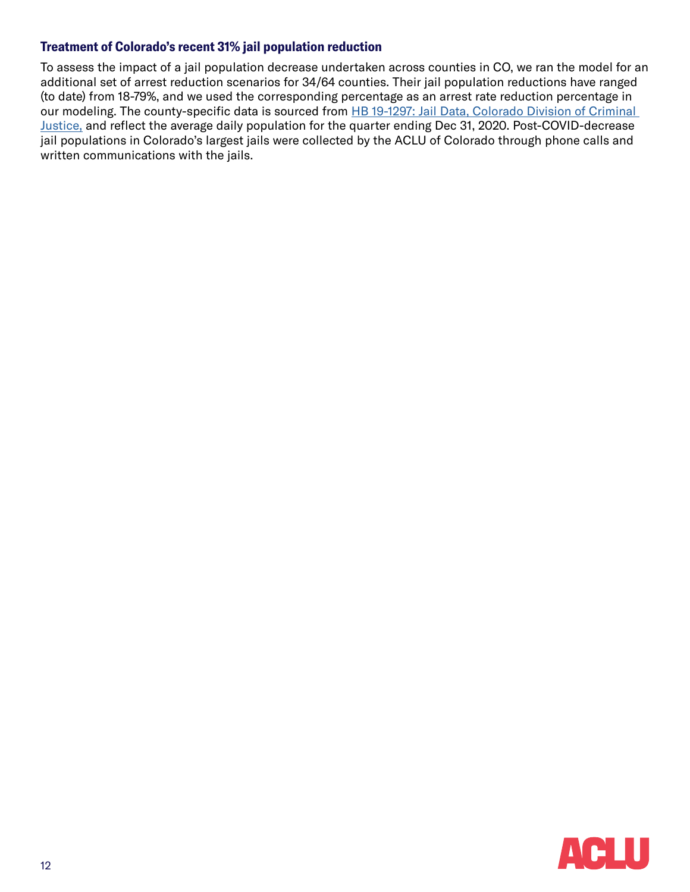### Treatment of Colorado's recent 31% jail population reduction

To assess the impact of a jail population decrease undertaken across counties in CO, we ran the model for an additional set of arrest reduction scenarios for 34/64 counties. Their jail population reductions have ranged (to date) from 18-79%, and we used the corresponding percentage as an arrest rate reduction percentage in our modeling. The county-specific data is sourced from [HB 19-1297: Jail Data, Colorado Division of Criminal Justice,]() and reflect the average daily population for the quarter ending Dec 31, 2020. Post-COVID-decrease jail populations in Colorado's largest jails were collected by the ACLU of Colorado through phone calls and written communications with the jails.